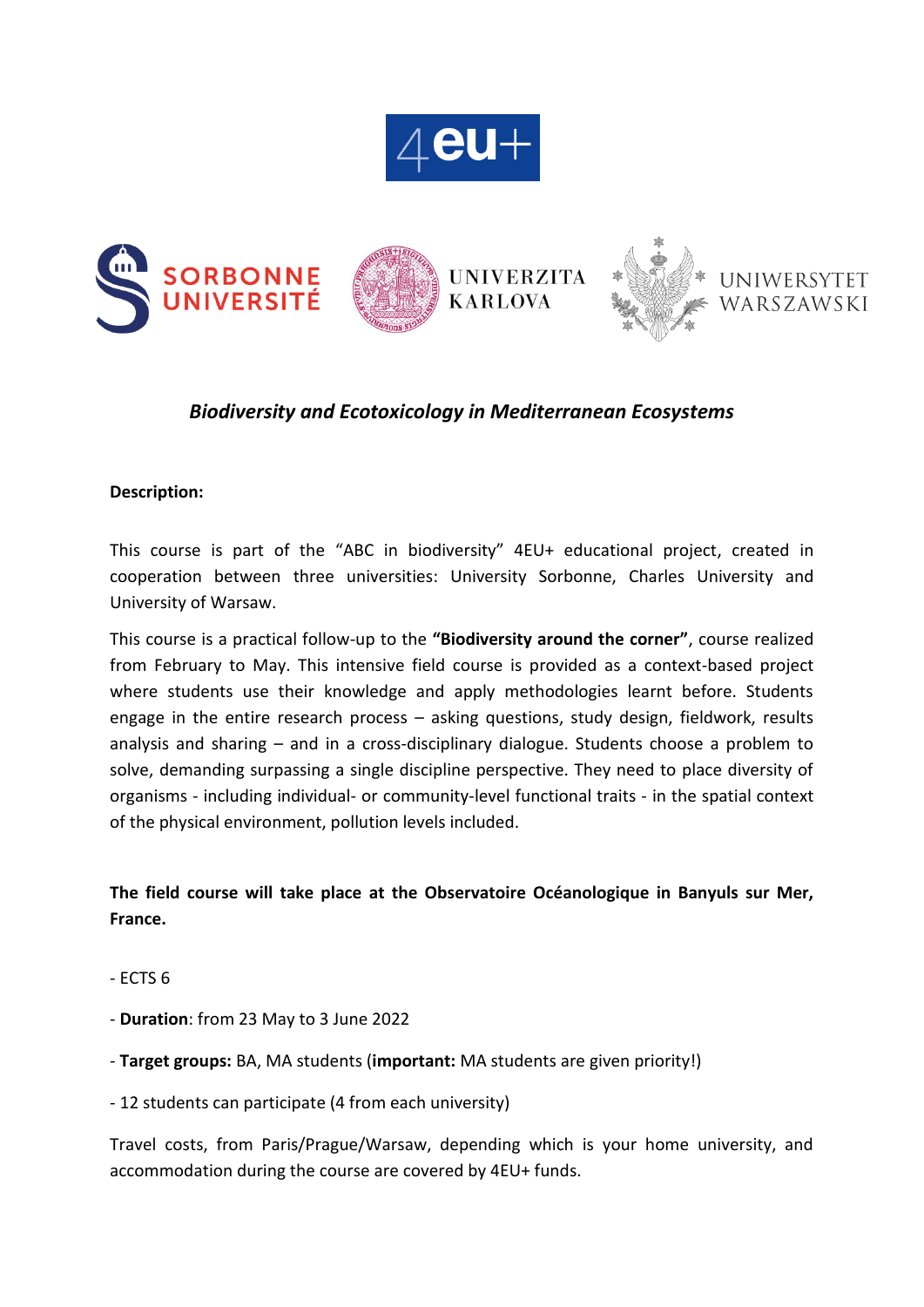4eu+

SORBONNE UNIVERSITÉ

UNIVERZITA KARLOVA

UNIWERSYTET WARSZAWSKI

# *Biodiversity and Ecotoxicology in Mediterranean Ecosystems*

**Description:**

This course is part of the "ABC in biodiversity" 4EU+ educational project, created in cooperation between three universities: University Sorbonne, Charles University and University of Warsaw.

This course is a practical follow-up to the **"Biodiversity around the corner"**, course realized from February to May. This intensive field course is provided as a context-based project where students use their knowledge and apply methodologies learnt before. Students engage in the entire research process – asking questions, study design, fieldwork, results analysis and sharing – and in a cross-disciplinary dialogue. Students choose a problem to solve, demanding surpassing a single discipline perspective. They need to place diversity of organisms - including individual- or community-level functional traits - in the spatial context of the physical environment, pollution levels included.

**The field course will take place at the Observatoire Océanologique in Banyuls sur Mer, France.**

- ECTS 6

- **Duration**: from 23 May to 3 June 2022

- **Target groups:** BA, MA students (**important:** MA students are given priority!)

- 12 students can participate (4 from each university)

Travel costs, from Paris/Prague/Warsaw, depending which is your home university, and accommodation during the course are covered by 4EU+ funds.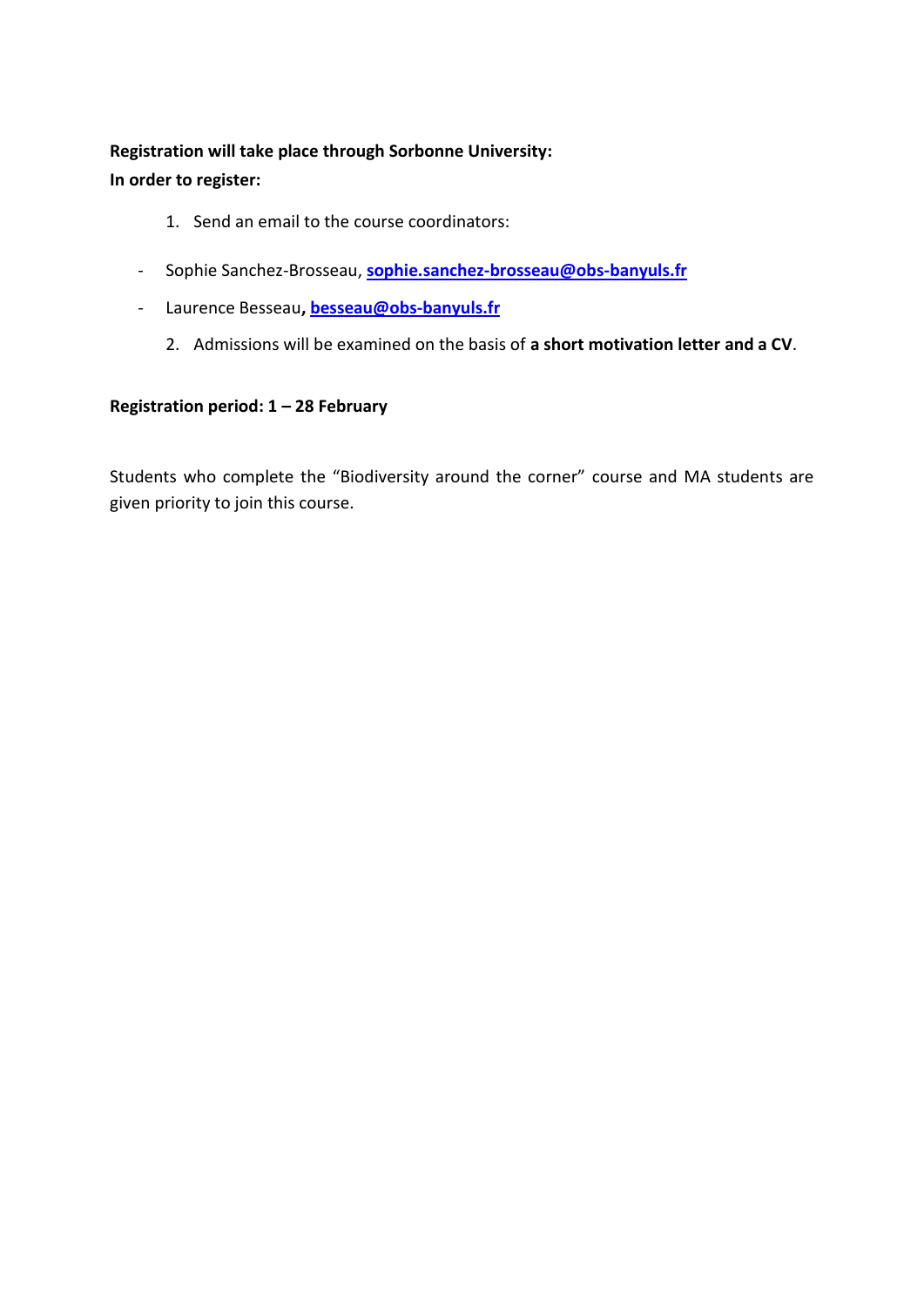**Registration will take place through Sorbonne University:**
**In order to register:**

1. Send an email to the course coordinators:

- Sophie Sanchez-Brosseau, **sophie.sanchez-brosseau@obs-banyuls.fr**
- Laurence Besseau**, besseau@obs-banyuls.fr**

2. Admissions will be examined on the basis of **a short motivation letter and a CV**.

**Registration period: 1 – 28 February**

Students who complete the "Biodiversity around the corner" course and MA students are given priority to join this course.